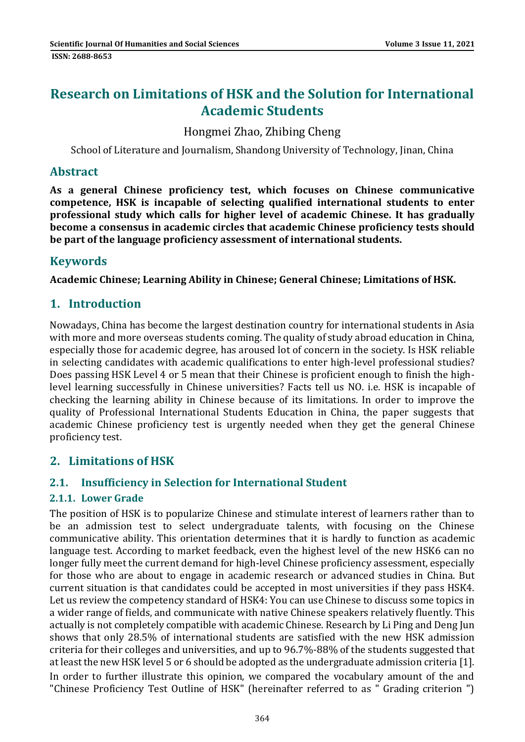# Research on Limitations of HSK and the Solution for International Academic Students

Hongmei Zhao, Zhibing Cheng

School of Literature and Journalism, Shandong University of Technology, Jinan, China

## Abstract

**As a general Chinese proficiency test, which focuses on Chinese communicative competence, HSK is incapable of selecting qualified international students to enter professional study which calls for higher level of academic Chinese. It has gradually become a consensus in academic circles that academic Chinese proficiency tests should be part of the language proficiency assessment of international students.**

## Keywords

**Academic Chinese; Learning Ability in Chinese; General Chinese; Limitations of HSK.**

## 1. Introduction

Nowadays, China has become the largest destination country for international students in Asia with more and more overseas students coming. The quality of study abroad education in China, especially those for academic degree, has aroused lot of concern in the society. Is HSK reliable in selecting candidates with academic qualifications to enter high-level professional studies? Does passing HSK Level 4 or 5 mean that their Chinese is proficient enough to finish the high-level learning successfully in Chinese universities? Facts tell us NO. i.e. HSK is incapable of checking the learning ability in Chinese because of its limitations. In order to improve the quality of Professional International Students Education in China, the paper suggests that academic Chinese proficiency test is urgently needed when they get the general Chinese proficiency test.

## 2. Limitations of HSK

### 2.1. Insufficiency in Selection for International Student

#### 2.1.1. Lower Grade

The position of HSK is to popularize Chinese and stimulate interest of learners rather than to be an admission test to select undergraduate talents, with focusing on the Chinese communicative ability. This orientation determines that it is hardly to function as academic language test. According to market feedback, even the highest level of the new HSK6 can no longer fully meet the current demand for high-level Chinese proficiency assessment, especially for those who are about to engage in academic research or advanced studies in China. But current situation is that candidates could be accepted in most universities if they pass HSK4. Let us review the competency standard of HSK4: You can use Chinese to discuss some topics in a wider range of fields, and communicate with native Chinese speakers relatively fluently. This actually is not completely compatible with academic Chinese. Research by Li Ping and Deng Jun shows that only 28.5% of international students are satisfied with the new HSK admission criteria for their colleges and universities, and up to 96.7%-88% of the students suggested that at least the new HSK level 5 or 6 should be adopted as the undergraduate admission criteria [1].

In order to further illustrate this opinion, we compared the vocabulary amount of the and "Chinese Proficiency Test Outline of HSK" (hereinafter referred to as " Grading criterion ")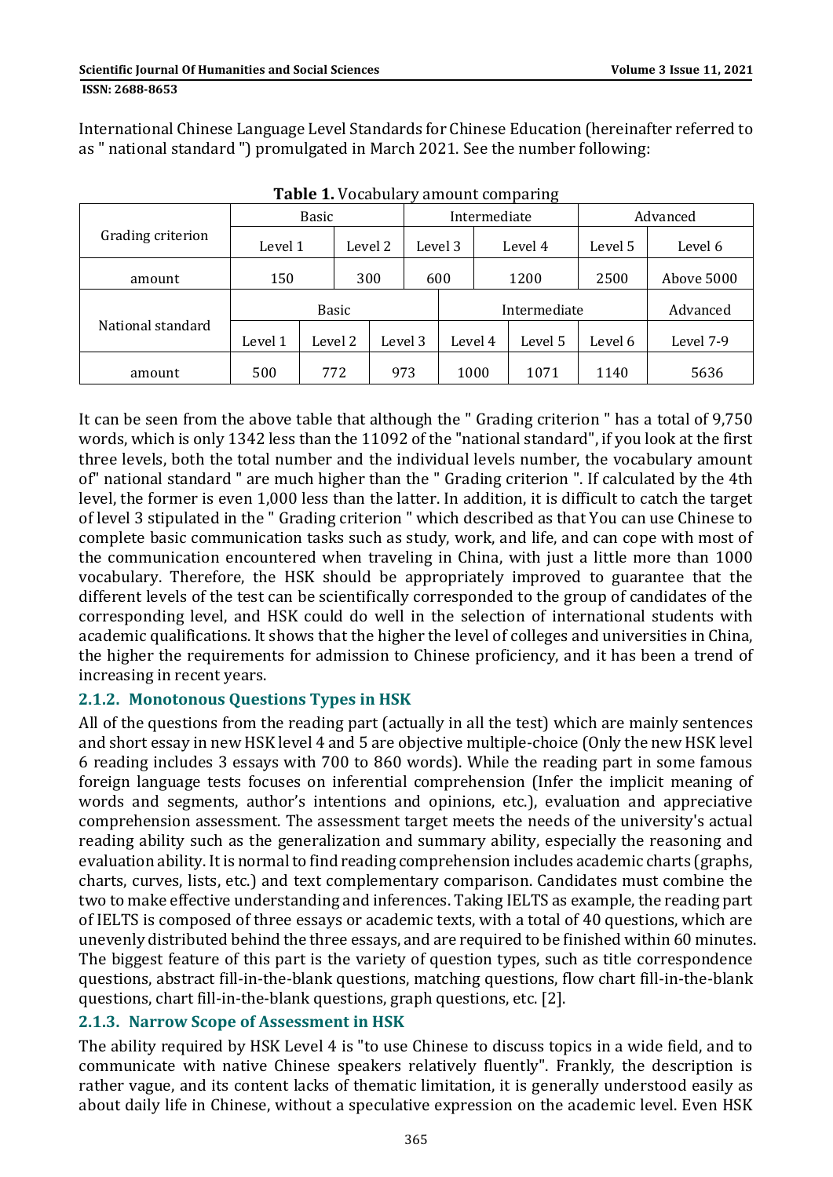International Chinese Language Level Standards for Chinese Education (hereinafter referred to as " national standard ") promulgated in March 2021. See the number following:

**Table 1.** Vocabulary amount comparing

| Grading criterion | Basic | | Intermediate | | Advanced | | |
|---|---|---|---|---|---|---|---|
| | Level 1 | Level 2 | Level 3 | Level 4 | Level 5 | Level 6 | |
| amount | 150 | 300 | 600 | 1200 | 2500 | Above 5000 | |
| National standard | Basic | | | Intermediate | | | Advanced |
| | Level 1 | Level 2 | Level 3 | Level 4 | Level 5 | Level 6 | Level 7-9 |
| amount | 500 | 772 | 973 | 1000 | 1071 | 1140 | 5636 |

It can be seen from the above table that although the " Grading criterion " has a total of 9,750 words, which is only 1342 less than the 11092 of the "national standard", if you look at the first three levels, both the total number and the individual levels number, the vocabulary amount of" national standard " are much higher than the " Grading criterion ". If calculated by the 4th level, the former is even 1,000 less than the latter. In addition, it is difficult to catch the target of level 3 stipulated in the " Grading criterion " which described as that You can use Chinese to complete basic communication tasks such as study, work, and life, and can cope with most of the communication encountered when traveling in China, with just a little more than 1000 vocabulary. Therefore, the HSK should be appropriately improved to guarantee that the different levels of the test can be scientifically corresponded to the group of candidates of the corresponding level, and HSK could do well in the selection of international students with academic qualifications. It shows that the higher the level of colleges and universities in China, the higher the requirements for admission to Chinese proficiency, and it has been a trend of increasing in recent years.

### 2.1.2. Monotonous Questions Types in HSK

All of the questions from the reading part (actually in all the test) which are mainly sentences and short essay in new HSK level 4 and 5 are objective multiple-choice (Only the new HSK level 6 reading includes 3 essays with 700 to 860 words). While the reading part in some famous foreign language tests focuses on inferential comprehension (Infer the implicit meaning of words and segments, author's intentions and opinions, etc.), evaluation and appreciative comprehension assessment. The assessment target meets the needs of the university's actual reading ability such as the generalization and summary ability, especially the reasoning and evaluation ability. It is normal to find reading comprehension includes academic charts (graphs, charts, curves, lists, etc.) and text complementary comparison. Candidates must combine the two to make effective understanding and inferences. Taking IELTS as example, the reading part of IELTS is composed of three essays or academic texts, with a total of 40 questions, which are unevenly distributed behind the three essays, and are required to be finished within 60 minutes. The biggest feature of this part is the variety of question types, such as title correspondence questions, abstract fill-in-the-blank questions, matching questions, flow chart fill-in-the-blank questions, chart fill-in-the-blank questions, graph questions, etc. [2].

### 2.1.3. Narrow Scope of Assessment in HSK

The ability required by HSK Level 4 is "to use Chinese to discuss topics in a wide field, and to communicate with native Chinese speakers relatively fluently". Frankly, the description is rather vague, and its content lacks of thematic limitation, it is generally understood easily as about daily life in Chinese, without a speculative expression on the academic level. Even HSK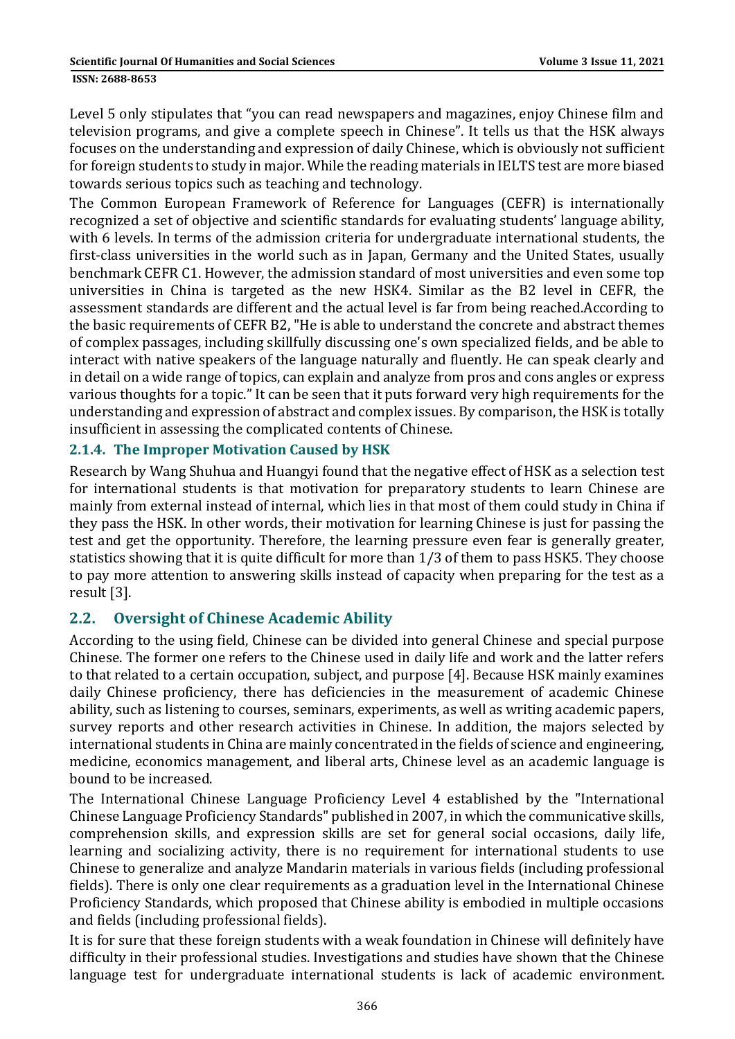Level 5 only stipulates that "you can read newspapers and magazines, enjoy Chinese film and television programs, and give a complete speech in Chinese". It tells us that the HSK always focuses on the understanding and expression of daily Chinese, which is obviously not sufficient for foreign students to study in major. While the reading materials in IELTS test are more biased towards serious topics such as teaching and technology.

The Common European Framework of Reference for Languages (CEFR) is internationally recognized a set of objective and scientific standards for evaluating students' language ability, with 6 levels. In terms of the admission criteria for undergraduate international students, the first-class universities in the world such as in Japan, Germany and the United States, usually benchmark CEFR C1. However, the admission standard of most universities and even some top universities in China is targeted as the new HSK4. Similar as the B2 level in CEFR, the assessment standards are different and the actual level is far from being reached.According to the basic requirements of CEFR B2, "He is able to understand the concrete and abstract themes of complex passages, including skillfully discussing one's own specialized fields, and be able to interact with native speakers of the language naturally and fluently. He can speak clearly and in detail on a wide range of topics, can explain and analyze from pros and cons angles or express various thoughts for a topic." It can be seen that it puts forward very high requirements for the understanding and expression of abstract and complex issues. By comparison, the HSK is totally insufficient in assessing the complicated contents of Chinese.

#### 2.1.4. The Improper Motivation Caused by HSK

Research by Wang Shuhua and Huangyi found that the negative effect of HSK as a selection test for international students is that motivation for preparatory students to learn Chinese are mainly from external instead of internal, which lies in that most of them could study in China if they pass the HSK. In other words, their motivation for learning Chinese is just for passing the test and get the opportunity. Therefore, the learning pressure even fear is generally greater, statistics showing that it is quite difficult for more than 1/3 of them to pass HSK5. They choose to pay more attention to answering skills instead of capacity when preparing for the test as a result [3].

### 2.2. Oversight of Chinese Academic Ability

According to the using field, Chinese can be divided into general Chinese and special purpose Chinese. The former one refers to the Chinese used in daily life and work and the latter refers to that related to a certain occupation, subject, and purpose [4]. Because HSK mainly examines daily Chinese proficiency, there has deficiencies in the measurement of academic Chinese ability, such as listening to courses, seminars, experiments, as well as writing academic papers, survey reports and other research activities in Chinese. In addition, the majors selected by international students in China are mainly concentrated in the fields of science and engineering, medicine, economics management, and liberal arts, Chinese level as an academic language is bound to be increased.

The International Chinese Language Proficiency Level 4 established by the "International Chinese Language Proficiency Standards" published in 2007, in which the communicative skills, comprehension skills, and expression skills are set for general social occasions, daily life, learning and socializing activity, there is no requirement for international students to use Chinese to generalize and analyze Mandarin materials in various fields (including professional fields). There is only one clear requirements as a graduation level in the International Chinese Proficiency Standards, which proposed that Chinese ability is embodied in multiple occasions and fields (including professional fields).

It is for sure that these foreign students with a weak foundation in Chinese will definitely have difficulty in their professional studies. Investigations and studies have shown that the Chinese language test for undergraduate international students is lack of academic environment.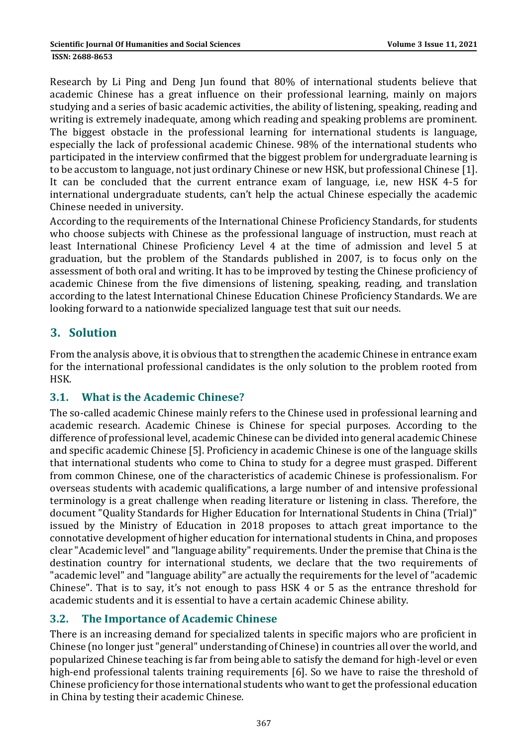Research by Li Ping and Deng Jun found that 80% of international students believe that academic Chinese has a great influence on their professional learning, mainly on majors studying and a series of basic academic activities, the ability of listening, speaking, reading and writing is extremely inadequate, among which reading and speaking problems are prominent. The biggest obstacle in the professional learning for international students is language, especially the lack of professional academic Chinese. 98% of the international students who participated in the interview confirmed that the biggest problem for undergraduate learning is to be accustom to language, not just ordinary Chinese or new HSK, but professional Chinese [1]. It can be concluded that the current entrance exam of language, i.e, new HSK 4-5 for international undergraduate students, can't help the actual Chinese especially the academic Chinese needed in university.

According to the requirements of the International Chinese Proficiency Standards, for students who choose subjects with Chinese as the professional language of instruction, must reach at least International Chinese Proficiency Level 4 at the time of admission and level 5 at graduation, but the problem of the Standards published in 2007, is to focus only on the assessment of both oral and writing. It has to be improved by testing the Chinese proficiency of academic Chinese from the five dimensions of listening, speaking, reading, and translation according to the latest International Chinese Education Chinese Proficiency Standards. We are looking forward to a nationwide specialized language test that suit our needs.

## 3. Solution

From the analysis above, it is obvious that to strengthen the academic Chinese in entrance exam for the international professional candidates is the only solution to the problem rooted from HSK.

### 3.1. What is the Academic Chinese?

The so-called academic Chinese mainly refers to the Chinese used in professional learning and academic research. Academic Chinese is Chinese for special purposes. According to the difference of professional level, academic Chinese can be divided into general academic Chinese and specific academic Chinese [5]. Proficiency in academic Chinese is one of the language skills that international students who come to China to study for a degree must grasped. Different from common Chinese, one of the characteristics of academic Chinese is professionalism. For overseas students with academic qualifications, a large number of and intensive professional terminology is a great challenge when reading literature or listening in class. Therefore, the document "Quality Standards for Higher Education for International Students in China (Trial)" issued by the Ministry of Education in 2018 proposes to attach great importance to the connotative development of higher education for international students in China, and proposes clear "Academic level" and "language ability" requirements. Under the premise that China is the destination country for international students, we declare that the two requirements of "academic level" and "language ability" are actually the requirements for the level of "academic Chinese". That is to say, it's not enough to pass HSK 4 or 5 as the entrance threshold for academic students and it is essential to have a certain academic Chinese ability.

### 3.2. The Importance of Academic Chinese

There is an increasing demand for specialized talents in specific majors who are proficient in Chinese (no longer just "general" understanding of Chinese) in countries all over the world, and popularized Chinese teaching is far from being able to satisfy the demand for high-level or even high-end professional talents training requirements [6]. So we have to raise the threshold of Chinese proficiency for those international students who want to get the professional education in China by testing their academic Chinese.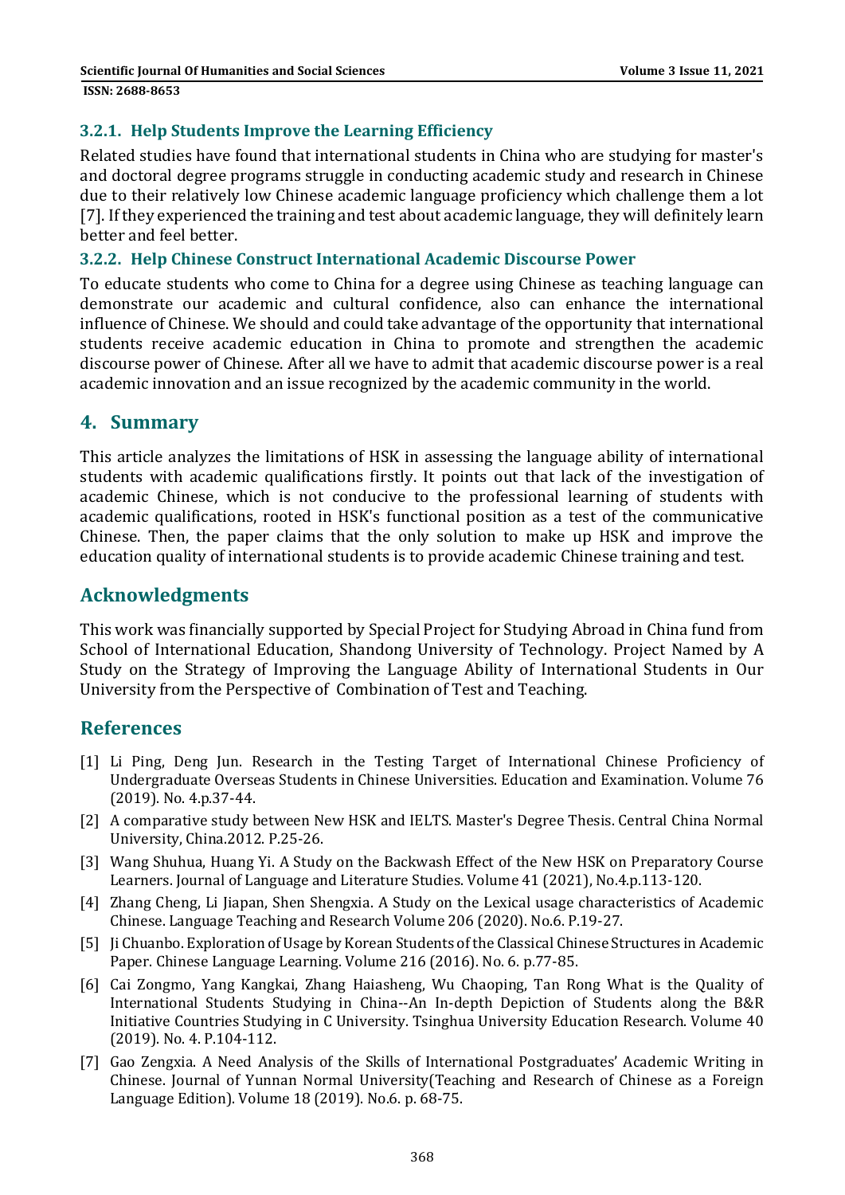### 3.2.1. Help Students Improve the Learning Efficiency

Related studies have found that international students in China who are studying for master's and doctoral degree programs struggle in conducting academic study and research in Chinese due to their relatively low Chinese academic language proficiency which challenge them a lot [7]. If they experienced the training and test about academic language, they will definitely learn better and feel better.

### 3.2.2. Help Chinese Construct International Academic Discourse Power

To educate students who come to China for a degree using Chinese as teaching language can demonstrate our academic and cultural confidence, also can enhance the international influence of Chinese. We should and could take advantage of the opportunity that international students receive academic education in China to promote and strengthen the academic discourse power of Chinese. After all we have to admit that academic discourse power is a real academic innovation and an issue recognized by the academic community in the world.

## 4. Summary

This article analyzes the limitations of HSK in assessing the language ability of international students with academic qualifications firstly. It points out that lack of the investigation of academic Chinese, which is not conducive to the professional learning of students with academic qualifications, rooted in HSK's functional position as a test of the communicative Chinese. Then, the paper claims that the only solution to make up HSK and improve the education quality of international students is to provide academic Chinese training and test.

## Acknowledgments

This work was financially supported by Special Project for Studying Abroad in China fund from School of International Education, Shandong University of Technology. Project Named by A Study on the Strategy of Improving the Language Ability of International Students in Our University from the Perspective of Combination of Test and Teaching.

## References

[1] Li Ping, Deng Jun. Research in the Testing Target of International Chinese Proficiency of Undergraduate Overseas Students in Chinese Universities. Education and Examination. Volume 76 (2019). No. 4.p.37-44.

[2] A comparative study between New HSK and IELTS. Master's Degree Thesis. Central China Normal University, China.2012. P.25-26.

[3] Wang Shuhua, Huang Yi. A Study on the Backwash Effect of the New HSK on Preparatory Course Learners. Journal of Language and Literature Studies. Volume 41 (2021), No.4.p.113-120.

[4] Zhang Cheng, Li Jiapan, Shen Shengxia. A Study on the Lexical usage characteristics of Academic Chinese. Language Teaching and Research Volume 206 (2020). No.6. P.19-27.

[5] Ji Chuanbo. Exploration of Usage by Korean Students of the Classical Chinese Structures in Academic Paper. Chinese Language Learning. Volume 216 (2016). No. 6. p.77-85.

[6] Cai Zongmo, Yang Kangkai, Zhang Haiasheng, Wu Chaoping, Tan Rong What is the Quality of International Students Studying in China--An In-depth Depiction of Students along the B&R Initiative Countries Studying in C University. Tsinghua University Education Research. Volume 40 (2019). No. 4. P.104-112.

[7] Gao Zengxia. A Need Analysis of the Skills of International Postgraduates' Academic Writing in Chinese. Journal of Yunnan Normal University(Teaching and Research of Chinese as a Foreign Language Edition). Volume 18 (2019). No.6. p. 68-75.